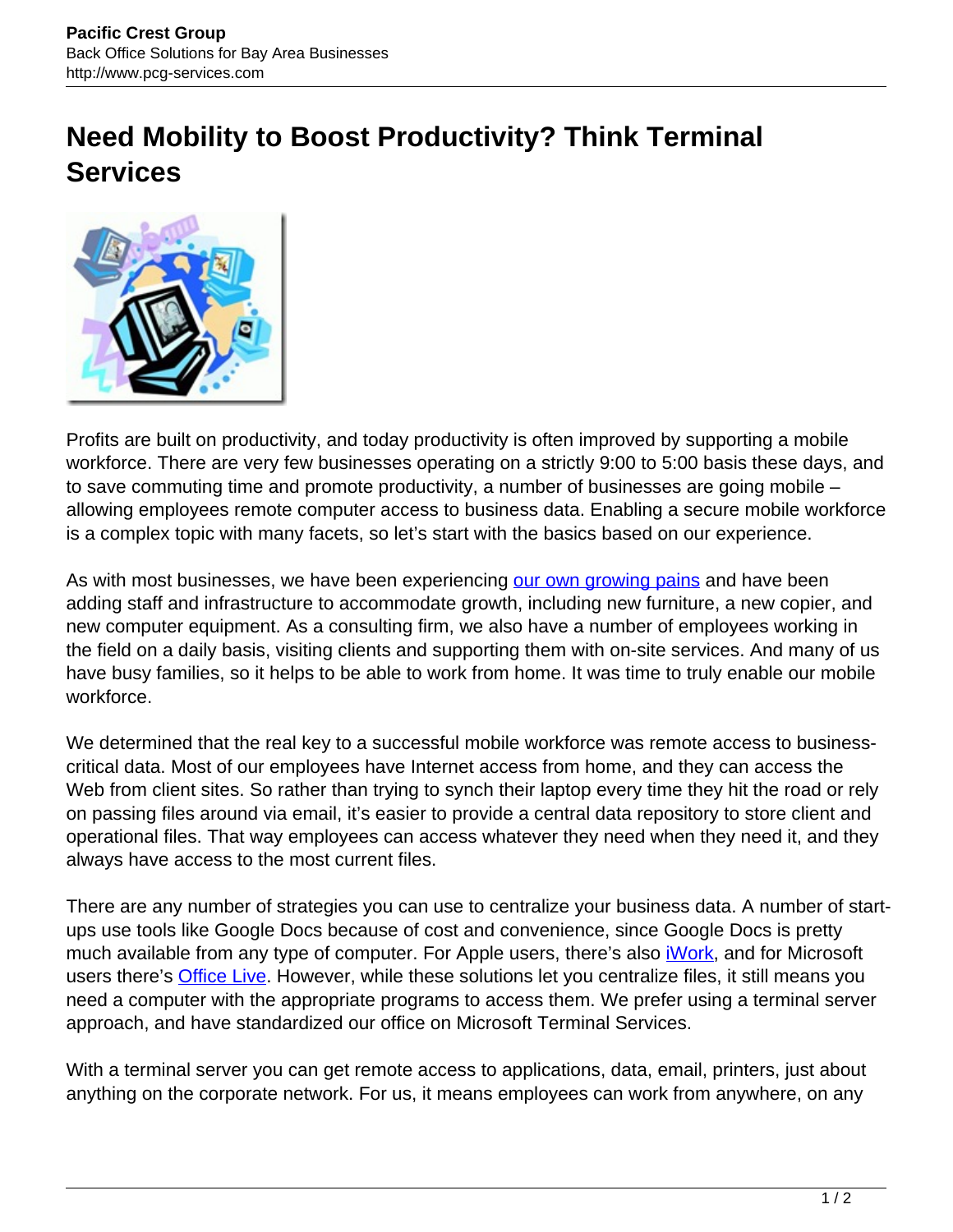# Need Mobility to Boost Productivity? Think Terminal Services

Profits are built on productivity, and today productivity is often improved by supporting a mobile workforce. There are very few businesses operating on a strictly 9:00 to 5:00 basis these days, and to save commuting time and promote productivity, a number of businesses are going mobile – allowing employees remote computer access to business data. Enabling a secure mobile workforce is a complex topic with many facets, so let's start with the basics based on our experience.

As with most businesses, we have been experiencing our own growing pains and have been adding staff and infrastructure to accommodate growth, including new furniture, a new copier, and new computer equipment. As a consulting firm, we also have a number of employees working in the field on a daily basis, visiting clients and supporting them with on-site services. And many of us have busy families, so it helps to be able to work from home. It was time to truly enable our mobile workforce.

We determined that the real key to a successful mobile workforce was remote access to business-critical data. Most of our employees have Internet access from home, and they can access the Web from client sites. So rather than trying to synch their laptop every time they hit the road or rely on passing files around via email, it's easier to provide a central data repository to store client and operational files. That way employees can access whatever they need when they need it, and they always have access to the most current files.

There are any number of strategies you can use to centralize your business data. A number of start-ups use tools like Google Docs because of cost and convenience, since Google Docs is pretty much available from any type of computer. For Apple users, there's also iWork, and for Microsoft users there's Office Live. However, while these solutions let you centralize files, it still means you need a computer with the appropriate programs to access them. We prefer using a terminal server approach, and have standardized our office on Microsoft Terminal Services.

With a terminal server you can get remote access to applications, data, email, printers, just about anything on the corporate network. For us, it means employees can work from anywhere, on any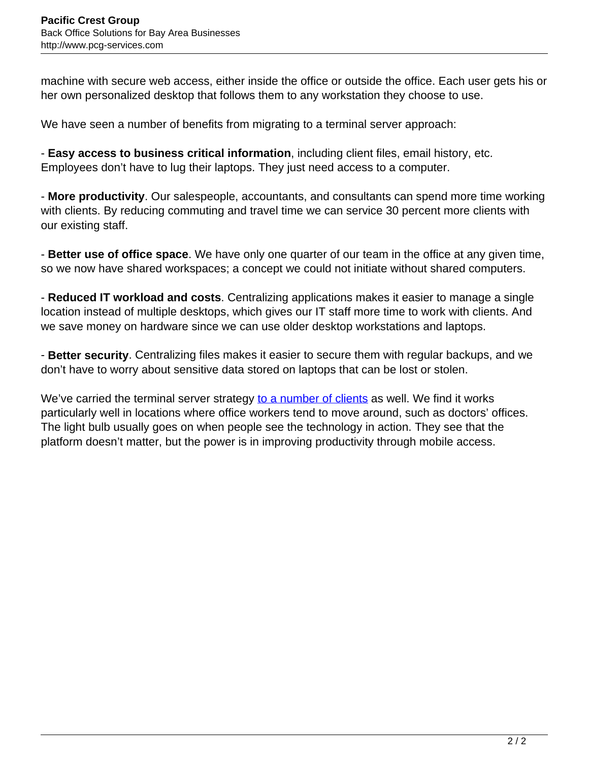machine with secure web access, either inside the office or outside the office. Each user gets his or her own personalized desktop that follows them to any workstation they choose to use.

We have seen a number of benefits from migrating to a terminal server approach:

- **Easy access to business critical information**, including client files, email history, etc. Employees don't have to lug their laptops. They just need access to a computer.

- **More productivity**. Our salespeople, accountants, and consultants can spend more time working with clients. By reducing commuting and travel time we can service 30 percent more clients with our existing staff.

- **Better use of office space**. We have only one quarter of our team in the office at any given time, so we now have shared workspaces; a concept we could not initiate without shared computers.

- **Reduced IT workload and costs**. Centralizing applications makes it easier to manage a single location instead of multiple desktops, which gives our IT staff more time to work with clients. And we save money on hardware since we can use older desktop workstations and laptops.

- **Better security**. Centralizing files makes it easier to secure them with regular backups, and we don't have to worry about sensitive data stored on laptops that can be lost or stolen.

We've carried the terminal server strategy to a number of clients as well. We find it works particularly well in locations where office workers tend to move around, such as doctors' offices. The light bulb usually goes on when people see the technology in action. They see that the platform doesn't matter, but the power is in improving productivity through mobile access.